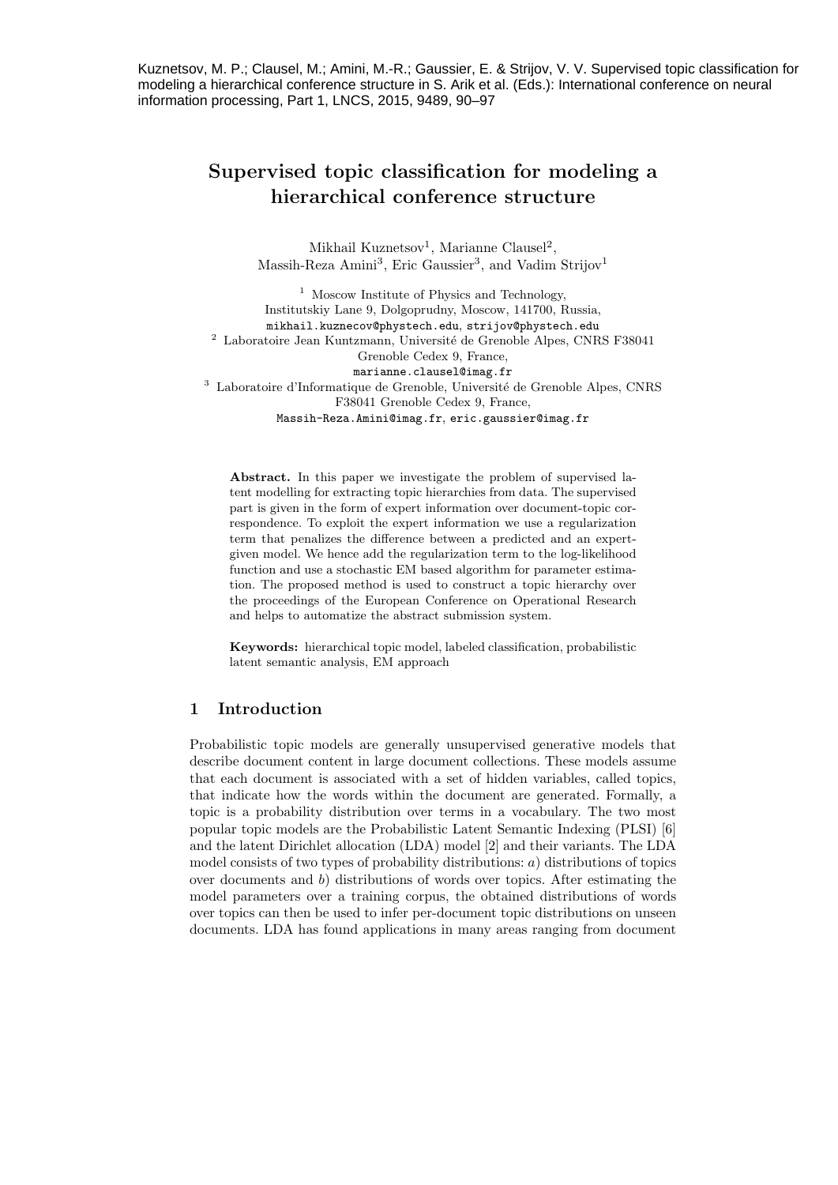Kuznetsov, M. P.; Clausel, M.; Amini, M.-R.; Gaussier, E. & Strijov, V. V. Supervised topic classification for modeling a hierarchical conference structure in S. Arik et al. (Eds.): International conference on neural information processing, Part 1, LNCS, 2015, 9489, 90–97

# Supervised topic classification for modeling a hierarchical conference structure

Mikhail Kuznetsov[1], Marianne Clausel[2], Massih-Reza Amini[3], Eric Gaussier[3], and Vadim Strijov[1]

[1] Moscow Institute of Physics and Technology, Institutskiy Lane 9, Dolgoprudny, Moscow, 141700, Russia, mikhail.kuznecov@phystech.edu, strijov@phystech.edu

[2] Laboratoire Jean Kuntzmann, Université de Grenoble Alpes, CNRS F38041 Grenoble Cedex 9, France, marianne.clausel@imag.fr

[3] Laboratoire d'Informatique de Grenoble, Université de Grenoble Alpes, CNRS F38041 Grenoble Cedex 9, France, Massih-Reza.Amini@imag.fr, eric.gaussier@imag.fr

**Abstract.** In this paper we investigate the problem of supervised latent modelling for extracting topic hierarchies from data. The supervised part is given in the form of expert information over document-topic correspondence. To exploit the expert information we use a regularization term that penalizes the difference between a predicted and an expert-given model. We hence add the regularization term to the log-likelihood function and use a stochastic EM based algorithm for parameter estimation. The proposed method is used to construct a topic hierarchy over the proceedings of the European Conference on Operational Research and helps to automatize the abstract submission system.

**Keywords:** hierarchical topic model, labeled classification, probabilistic latent semantic analysis, EM approach

## 1 Introduction

Probabilistic topic models are generally unsupervised generative models that describe document content in large document collections. These models assume that each document is associated with a set of hidden variables, called topics, that indicate how the words within the document are generated. Formally, a topic is a probability distribution over terms in a vocabulary. The two most popular topic models are the Probabilistic Latent Semantic Indexing (PLSI) [6] and the latent Dirichlet allocation (LDA) model [2] and their variants. The LDA model consists of two types of probability distributions: *a*) distributions of topics over documents and *b*) distributions of words over topics. After estimating the model parameters over a training corpus, the obtained distributions of words over topics can then be used to infer per-document topic distributions on unseen documents. LDA has found applications in many areas ranging from document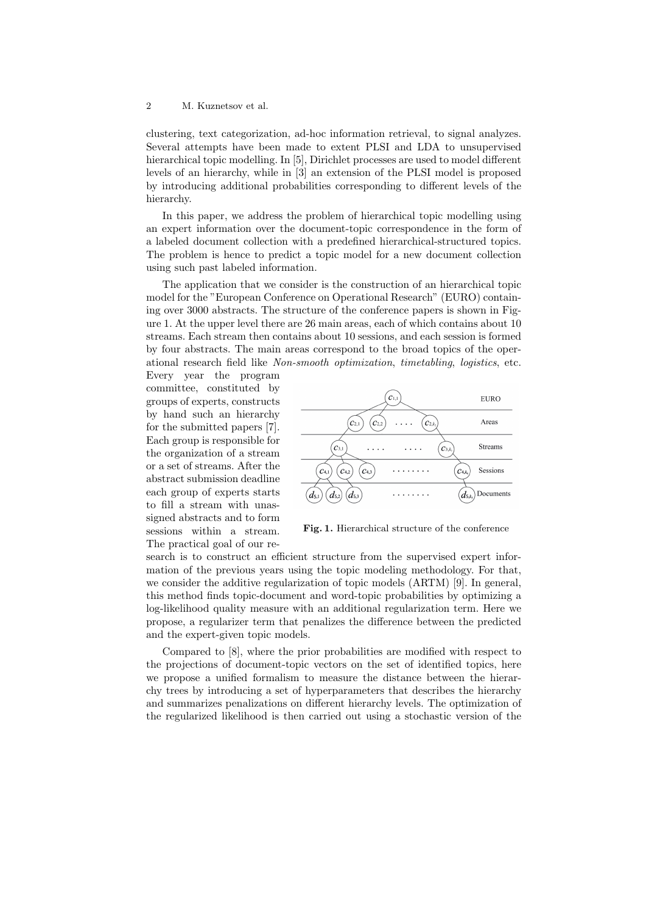clustering, text categorization, ad-hoc information retrieval, to signal analyzes. Several attempts have been made to extent PLSI and LDA to unsupervised hierarchical topic modelling. In [5], Dirichlet processes are used to model different levels of an hierarchy, while in [3] an extension of the PLSI model is proposed by introducing additional probabilities corresponding to different levels of the hierarchy.

In this paper, we address the problem of hierarchical topic modelling using an expert information over the document-topic correspondence in the form of a labeled document collection with a predefined hierarchical-structured topics. The problem is hence to predict a topic model for a new document collection using such past labeled information.

The application that we consider is the construction of an hierarchical topic model for the "European Conference on Operational Research" (EURO) containing over 3000 abstracts. The structure of the conference papers is shown in Figure 1. At the upper level there are 26 main areas, each of which contains about 10 streams. Each stream then contains about 10 sessions, and each session is formed by four abstracts. The main areas correspond to the broad topics of the operational research field like *Non-smooth optimization*, *timetabling*, *logistics*, etc. Every year the program committee, constituted by groups of experts, constructs by hand such an hierarchy for the submitted papers [7]. Each group is responsible for the organization of a stream or a set of streams. After the abstract submission deadline each group of experts starts to fill a stream with unassigned abstracts and to form sessions within a stream. The practical goal of our research is to construct an efficient structure from the supervised expert information of the previous years using the topic modeling methodology. For that, we consider the additive regularization of topic models (ARTM) [9]. In general, this method finds topic-document and word-topic probabilities by optimizing a log-likelihood quality measure with an additional regularization term. Here we propose, a regularizer term that penalizes the difference between the predicted and the expert-given topic models.

**Fig. 1.** Hierarchical structure of the conference

Compared to [8], where the prior probabilities are modified with respect to the projections of document-topic vectors on the set of identified topics, here we propose a unified formalism to measure the distance between the hierarchy trees by introducing a set of hyperparameters that describes the hierarchy and summarizes penalizations on different hierarchy levels. The optimization of the regularized likelihood is then carried out using a stochastic version of the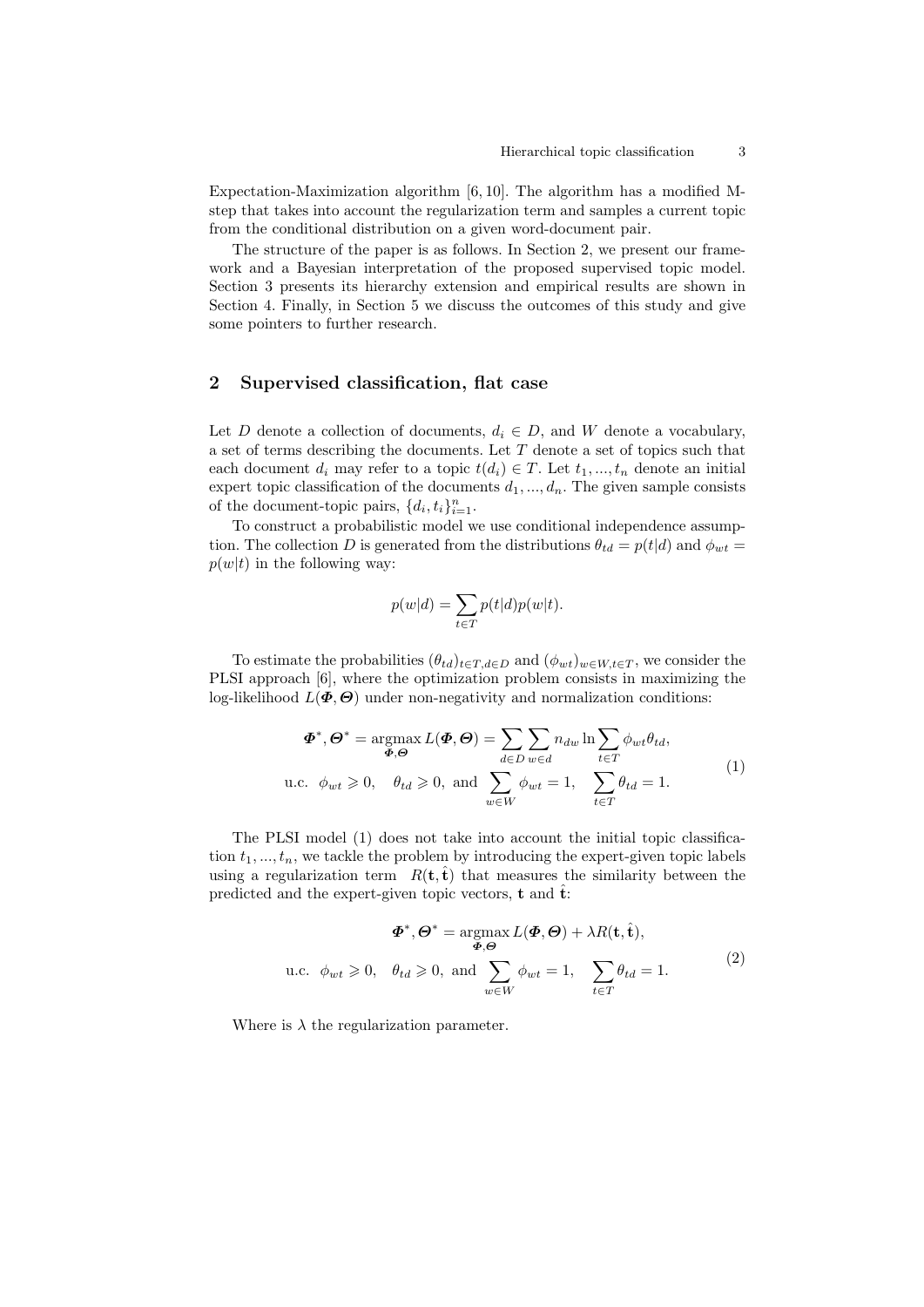Expectation-Maximization algorithm [6, 10]. The algorithm has a modified M-step that takes into account the regularization term and samples a current topic from the conditional distribution on a given word-document pair.

The structure of the paper is as follows. In Section 2, we present our framework and a Bayesian interpretation of the proposed supervised topic model. Section 3 presents its hierarchy extension and empirical results are shown in Section 4. Finally, in Section 5 we discuss the outcomes of this study and give some pointers to further research.

## 2 Supervised classification, flat case

Let $D$ denote a collection of documents, $d_i \in D$, and $W$ denote a vocabulary, a set of terms describing the documents. Let $T$ denote a set of topics such that each document $d_i$ may refer to a topic $t(d_i) \in T$. Let $t_1, ..., t_n$ denote an initial expert topic classification of the documents $d_1, ..., d_n$. The given sample consists of the document-topic pairs, $\{d_i, t_i\}_{i=1}^n$.

To construct a probabilistic model we use conditional independence assumption. The collection $D$ is generated from the distributions $\theta_{td} = p(t|d)$ and $\phi_{wt} = p(w|t)$ in the following way:

$$p(w|d) = \sum_{t \in T} p(t|d)p(w|t).$$

To estimate the probabilities $(\theta_{td})_{t \in T, d \in D}$ and $(\phi_{wt})_{w \in W, t \in T}$, we consider the PLSI approach [6], where the optimization problem consists in maximizing the log-likelihood $L(\boldsymbol{\Phi}, \boldsymbol{\Theta})$ under non-negativity and normalization conditions:

$$\begin{aligned} \boldsymbol{\Phi}^*, \boldsymbol{\Theta}^* = \underset{\boldsymbol{\Phi}, \boldsymbol{\Theta}}{\operatorname{argmax}}\, L(\boldsymbol{\Phi}, \boldsymbol{\Theta}) = \sum_{d \in D} \sum_{w \in d} n_{dw} \ln \sum_{t \in T} \phi_{wt} \theta_{td}, \\ \text{u.c.} \quad \phi_{wt} \geqslant 0, \quad \theta_{td} \geqslant 0, \text{ and } \sum_{w \in W} \phi_{wt} = 1, \quad \sum_{t \in T} \theta_{td} = 1. \end{aligned} \tag{1}$$

The PLSI model (1) does not take into account the initial topic classification $t_1, ..., t_n$, we tackle the problem by introducing the expert-given topic labels using a regularization term $R(\mathbf{t}, \hat{\mathbf{t}})$ that measures the similarity between the predicted and the expert-given topic vectors, $\mathbf{t}$ and $\hat{\mathbf{t}}$:

$$\begin{aligned} \boldsymbol{\Phi}^*, \boldsymbol{\Theta}^* = \underset{\boldsymbol{\Phi}, \boldsymbol{\Theta}}{\operatorname{argmax}}\, L(\boldsymbol{\Phi}, \boldsymbol{\Theta}) + \lambda R(\mathbf{t}, \hat{\mathbf{t}}), \\ \text{u.c.} \quad \phi_{wt} \geqslant 0, \quad \theta_{td} \geqslant 0, \text{ and } \sum_{w \in W} \phi_{wt} = 1, \quad \sum_{t \in T} \theta_{td} = 1. \end{aligned} \tag{2}$$

Where is $\lambda$ the regularization parameter.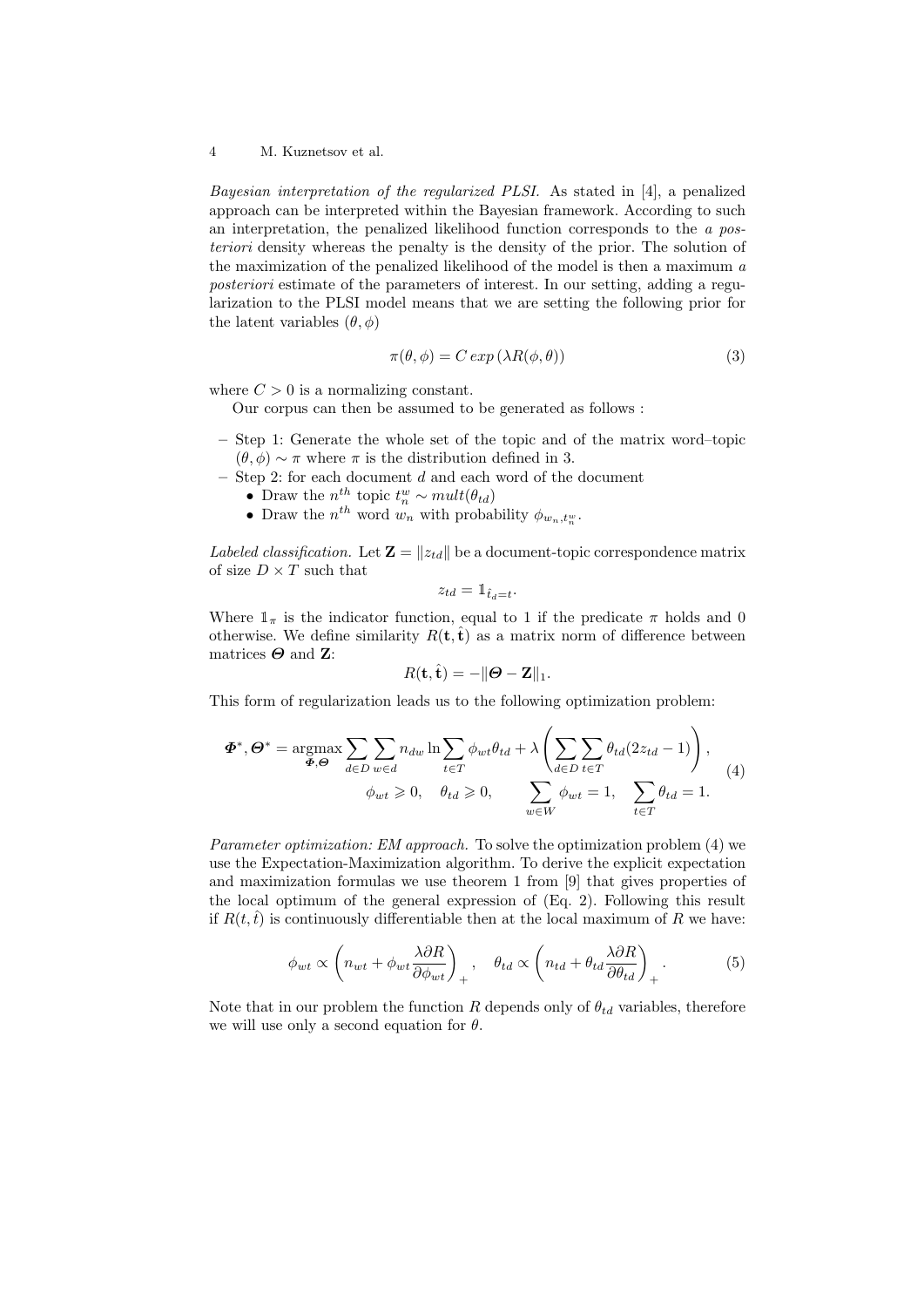*Bayesian interpretation of the regularized PLSI.* As stated in [4], a penalized approach can be interpreted within the Bayesian framework. According to such an interpretation, the penalized likelihood function corresponds to the *a posteriori* density whereas the penalty is the density of the prior. The solution of the maximization of the penalized likelihood of the model is then a maximum *a posteriori* estimate of the parameters of interest. In our setting, adding a regularization to the PLSI model means that we are setting the following prior for the latent variables $(\theta, \phi)$

$$\pi(\theta, \phi) = C\, exp\left(\lambda R(\phi, \theta)\right) \tag{3}$$

where $C > 0$ is a normalizing constant.

Our corpus can then be assumed to be generated as follows :

- Step 1: Generate the whole set of the topic and of the matrix word–topic $(\theta, \phi) \sim \pi$ where $\pi$ is the distribution defined in 3.
- Step 2: for each document $d$ and each word of the document
  - Draw the $n^{th}$ topic $t_n^w \sim mult(\theta_{td})$
  - Draw the $n^{th}$ word $w_n$ with probability $\phi_{w_n, t_n^w}$.

*Labeled classification.* Let $\mathbf{Z} = \|z_{td}\|$ be a document-topic correspondence matrix of size $D \times T$ such that

$$z_{td} = \mathbb{1}_{\hat{t}_d = t}.$$

Where $\mathbb{1}_\pi$ is the indicator function, equal to 1 if the predicate $\pi$ holds and 0 otherwise. We define similarity $R(\mathbf{t}, \hat{\mathbf{t}})$ as a matrix norm of difference between matrices $\boldsymbol{\Theta}$ and $\mathbf{Z}$:

$$R(\mathbf{t}, \hat{\mathbf{t}}) = -\|\boldsymbol{\Theta} - \mathbf{Z}\|_1.$$

This form of regularization leads us to the following optimization problem:

$$\begin{gathered}
\boldsymbol{\Phi}^*, \boldsymbol{\Theta}^* = \underset{\boldsymbol{\Phi}, \boldsymbol{\Theta}}{\operatorname{argmax}} \sum_{d \in D} \sum_{w \in d} n_{dw} \ln \sum_{t \in T} \phi_{wt} \theta_{td} + \lambda \left( \sum_{d \in D} \sum_{t \in T} \theta_{td} (2 z_{td} - 1) \right), \\
\phi_{wt} \geqslant 0, \quad \theta_{td} \geqslant 0, \qquad \sum_{w \in W} \phi_{wt} = 1, \quad \sum_{t \in T} \theta_{td} = 1.
\end{gathered} \tag{4}$$

*Parameter optimization: EM approach.* To solve the optimization problem (4) we use the Expectation-Maximization algorithm. To derive the explicit expectation and maximization formulas we use theorem 1 from [9] that gives properties of the local optimum of the general expression of (Eq. 2). Following this result if $R(t, \hat{t})$ is continuously differentiable then at the local maximum of $R$ we have:

$$\phi_{wt} \propto \left( n_{wt} + \phi_{wt} \frac{\lambda \partial R}{\partial \phi_{wt}} \right)_+, \quad \theta_{td} \propto \left( n_{td} + \theta_{td} \frac{\lambda \partial R}{\partial \theta_{td}} \right)_+. \tag{5}$$

Note that in our problem the function $R$ depends only of $\theta_{td}$ variables, therefore we will use only a second equation for $\theta$.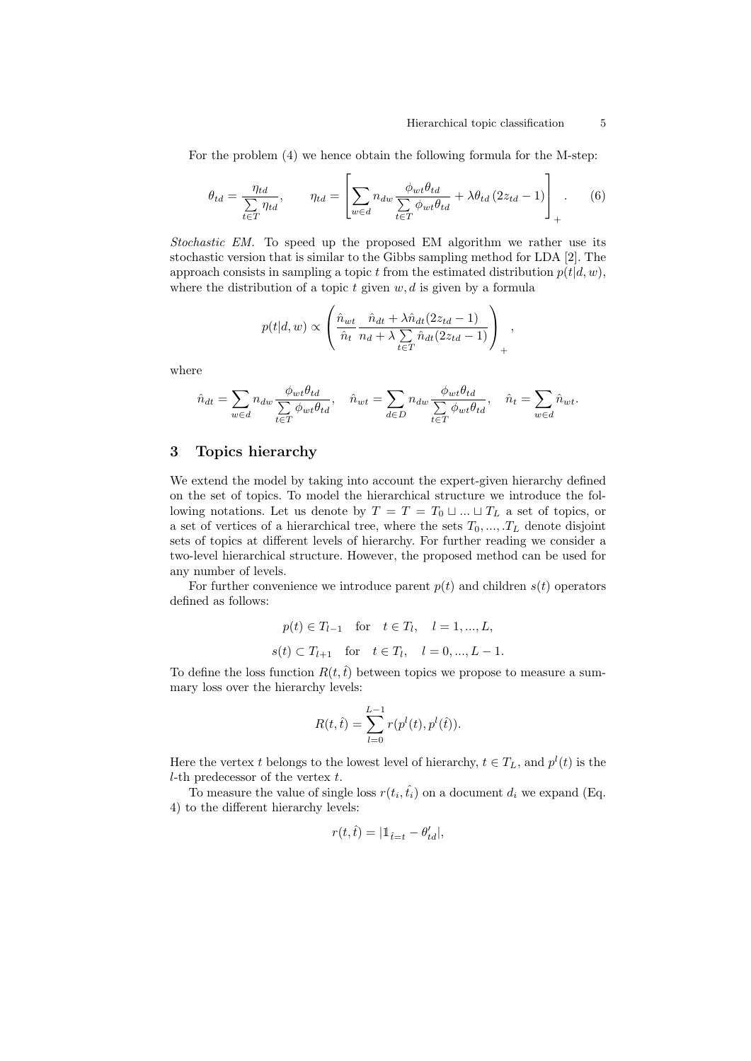For the problem (4) we hence obtain the following formula for the M-step:

$$\theta_{td} = \frac{\eta_{td}}{\sum\limits_{t \in T} \eta_{td}}, \qquad \eta_{td} = \left[ \sum_{w \in d} n_{dw} \frac{\phi_{wt}\theta_{td}}{\sum\limits_{t \in T} \phi_{wt}\theta_{td}} + \lambda \theta_{td} \left(2z_{td} - 1\right) \right]_{+}. \tag{6}$$

*Stochastic EM.* To speed up the proposed EM algorithm we rather use its stochastic version that is similar to the Gibbs sampling method for LDA [2]. The approach consists in sampling a topic $t$ from the estimated distribution $p(t|d,w)$, where the distribution of a topic $t$ given $w, d$ is given by a formula

$$p(t|d,w) \propto \left( \frac{\hat{n}_{wt}}{\hat{n}_t} \frac{\hat{n}_{dt} + \lambda \hat{n}_{dt}(2z_{td} - 1)}{n_d + \lambda \sum\limits_{t \in T} \hat{n}_{dt}(2z_{td} - 1)} \right)_{+},$$

where

$$\hat{n}_{dt} = \sum_{w \in d} n_{dw} \frac{\phi_{wt}\theta_{td}}{\sum\limits_{t \in T} \phi_{wt}\theta_{td}}, \quad \hat{n}_{wt} = \sum_{d \in D} n_{dw} \frac{\phi_{wt}\theta_{td}}{\sum\limits_{t \in T} \phi_{wt}\theta_{td}}, \quad \hat{n}_t = \sum_{w \in d} \hat{n}_{wt}.$$

## 3 Topics hierarchy

We extend the model by taking into account the expert-given hierarchy defined on the set of topics. To model the hierarchical structure we introduce the following notations. Let us denote by $T = T = T_0 \sqcup ... \sqcup T_L$ a set of topics, or a set of vertices of a hierarchical tree, where the sets $T_0, ..., .T_L$ denote disjoint sets of topics at different levels of hierarchy. For further reading we consider a two-level hierarchical structure. However, the proposed method can be used for any number of levels.

For further convenience we introduce parent $p(t)$ and children $s(t)$ operators defined as follows:

$$p(t) \in T_{l-1} \quad \text{for} \quad t \in T_l, \quad l = 1, ..., L,$$

$$s(t) \subset T_{l+1} \quad \text{for} \quad t \in T_l, \quad l = 0, ..., L-1.$$

To define the loss function $R(t, \hat{t})$ between topics we propose to measure a summary loss over the hierarchy levels:

$$R(t, \hat{t}) = \sum_{l=0}^{L-1} r(p^l(t), p^l(\hat{t})).$$

Here the vertex $t$ belongs to the lowest level of hierarchy, $t \in T_L$, and $p^l(t)$ is the $l$-th predecessor of the vertex $t$.

To measure the value of single loss $r(t_i, \hat{t_i})$ on a document $d_i$ we expand (Eq. 4) to the different hierarchy levels:

$$r(t, \hat{t}) = |\mathbb{1}_{\hat{t}=t} - \theta'_{td}|,$$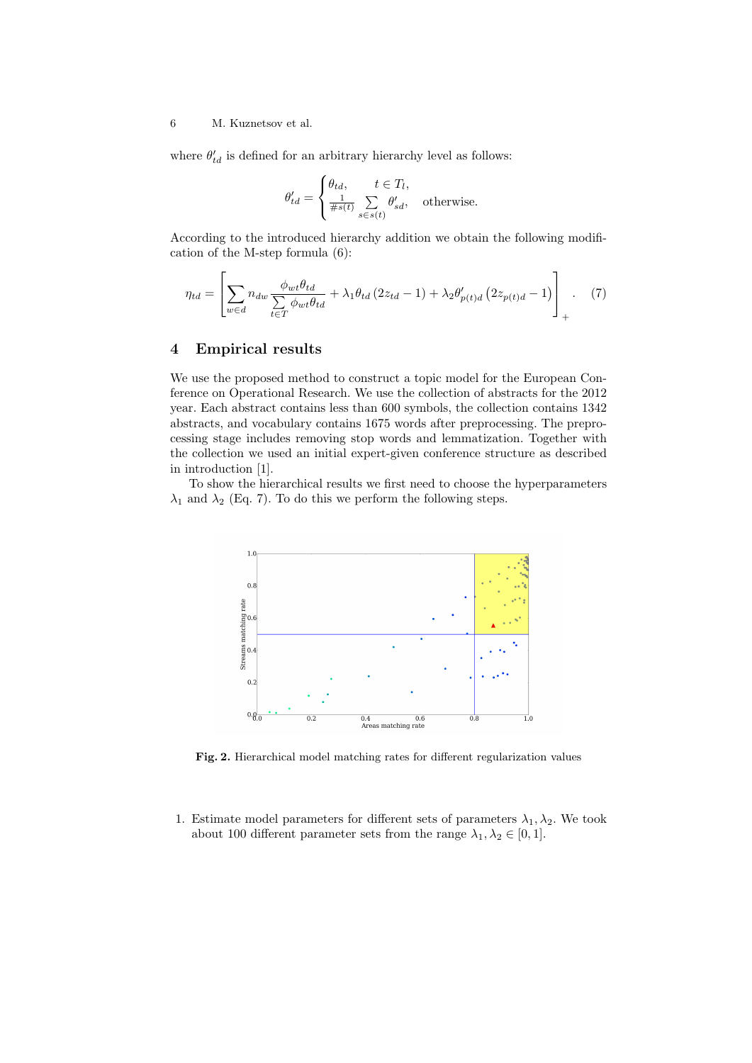where $\theta'_{td}$ is defined for an arbitrary hierarchy level as follows:

$$\theta'_{td} = \begin{cases} \theta_{td}, & t \in T_l, \\ \frac{1}{\#s(t)} \sum\limits_{s \in s(t)} \theta'_{sd}, & \text{otherwise.} \end{cases}$$

According to the introduced hierarchy addition we obtain the following modification of the M-step formula (6):

$$\eta_{td} = \left[ \sum_{w \in d} n_{dw} \frac{\phi_{wt}\theta_{td}}{\sum\limits_{t \in T} \phi_{wt}\theta_{td}} + \lambda_1 \theta_{td} \left(2 z_{td} - 1\right) + \lambda_2 \theta'_{p(t)d} \left(2 z_{p(t)d} - 1\right) \right]_+ . \quad (7)$$

## 4 Empirical results

We use the proposed method to construct a topic model for the European Conference on Operational Research. We use the collection of abstracts for the 2012 year. Each abstract contains less than 600 symbols, the collection contains 1342 abstracts, and vocabulary contains 1675 words after preprocessing. The preprocessing stage includes removing stop words and lemmatization. Together with the collection we used an initial expert-given conference structure as described in introduction [1].

To show the hierarchical results we first need to choose the hyperparameters $\lambda_1$ and $\lambda_2$ (Eq. 7). To do this we perform the following steps.

**Fig. 2.** Hierarchical model matching rates for different regularization values

1. Estimate model parameters for different sets of parameters $\lambda_1, \lambda_2$. We took about 100 different parameter sets from the range $\lambda_1, \lambda_2 \in [0, 1]$.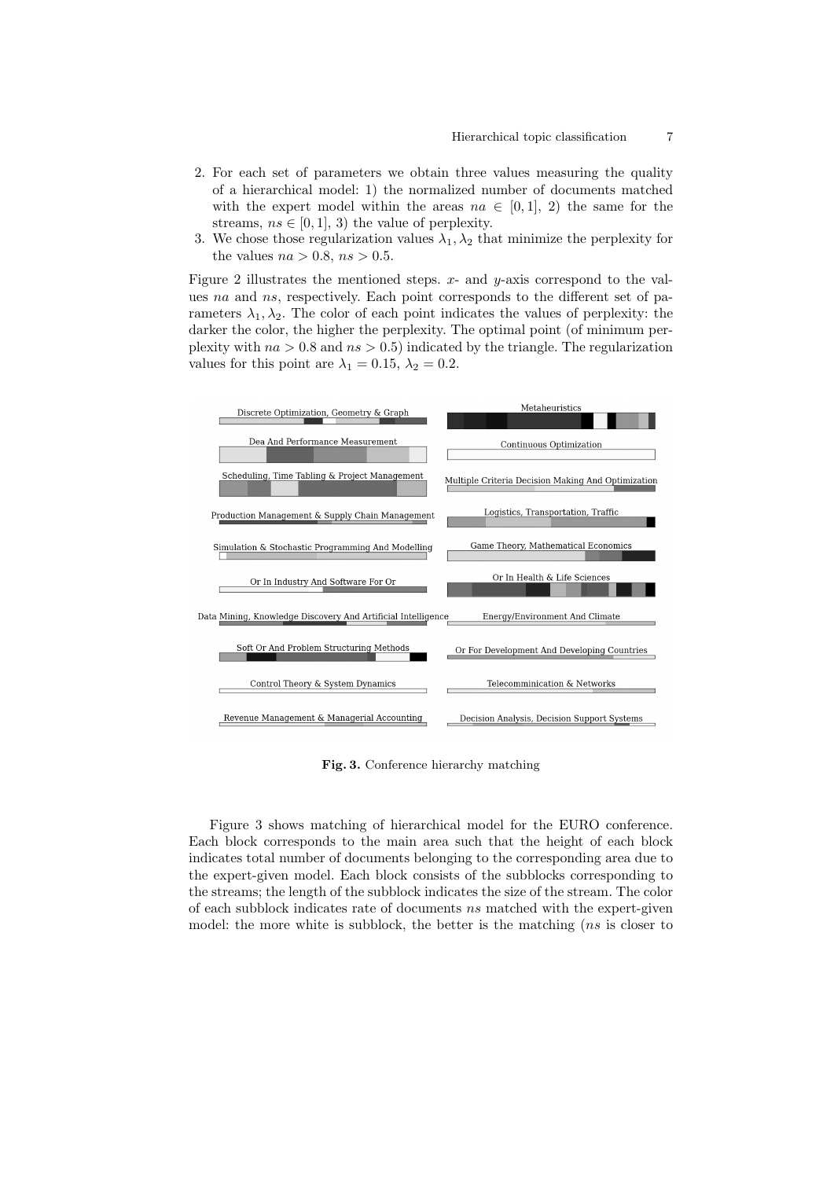2. For each set of parameters we obtain three values measuring the quality of a hierarchical model: 1) the normalized number of documents matched with the expert model within the areas $na \in [0,1]$, 2) the same for the streams, $ns \in [0,1]$, 3) the value of perplexity.
3. We chose those regularization values $\lambda_1, \lambda_2$ that minimize the perplexity for the values $na > 0.8$, $ns > 0.5$.

Figure 2 illustrates the mentioned steps. $x$- and $y$-axis correspond to the values $na$ and $ns$, respectively. Each point corresponds to the different set of parameters $\lambda_1, \lambda_2$. The color of each point indicates the values of perplexity: the darker the color, the higher the perplexity. The optimal point (of minimum perplexity with $na > 0.8$ and $ns > 0.5$) indicated by the triangle. The regularization values for this point are $\lambda_1 = 0.15$, $\lambda_2 = 0.2$.

Discrete Optimization, Geometry & Graph | Metaheuristics | Dea And Performance Measurement | Continuous Optimization | Scheduling, Time Tabling & Project Management | Multiple Criteria Decision Making And Optimization | Production Management & Supply Chain Management | Logistics, Transportation, Traffic | Simulation & Stochastic Programming And Modelling | Game Theory, Mathematical Economics | Or In Industry And Software For Or | Or In Health & Life Sciences | Data Mining, Knowledge Discovery And Artificial Intelligence | Energy/Environment And Climate | Soft Or And Problem Structuring Methods | Or For Development And Developing Countries | Control Theory & System Dynamics | Telecomminication & Networks | Revenue Management & Managerial Accounting | Decision Analysis, Decision Support Systems

**Fig. 3.** Conference hierarchy matching

Figure 3 shows matching of hierarchical model for the EURO conference. Each block corresponds to the main area such that the height of each block indicates total number of documents belonging to the corresponding area due to the expert-given model. Each block consists of the subblocks corresponding to the streams; the length of the subblock indicates the size of the stream. The color of each subblock indicates rate of documents $ns$ matched with the expert-given model: the more white is subblock, the better is the matching ($ns$ is closer to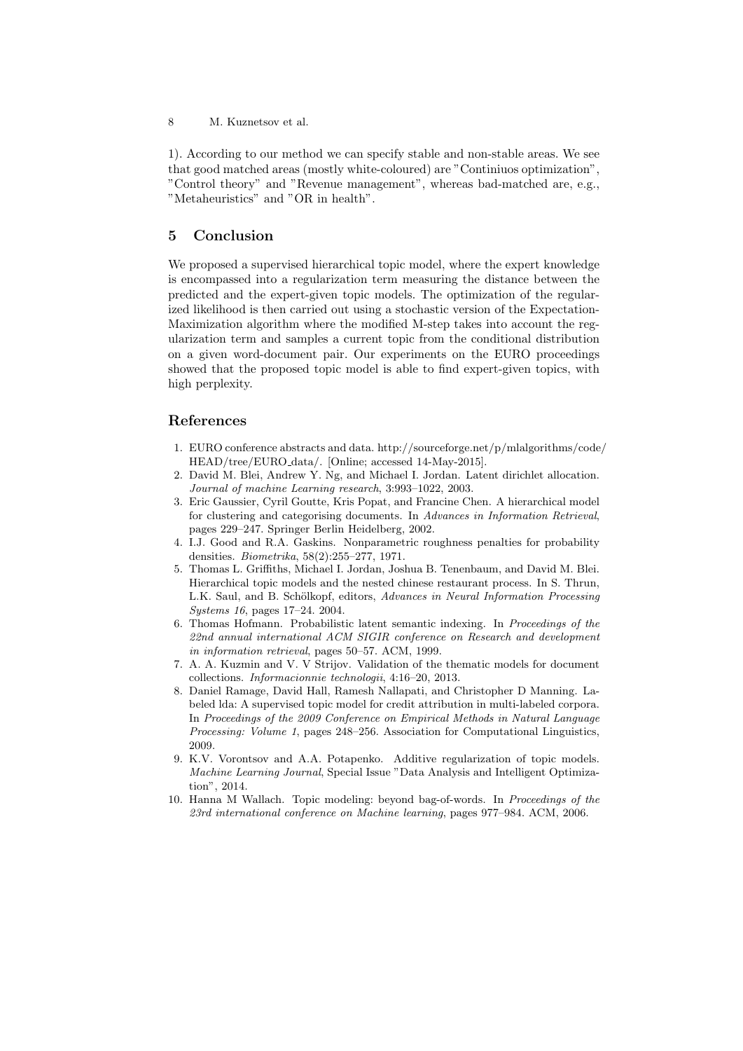1). According to our method we can specify stable and non-stable areas. We see that good matched areas (mostly white-coloured) are "Continiuos optimization", "Control theory" and "Revenue management", whereas bad-matched are, e.g., "Metaheuristics" and "OR in health".

## 5 Conclusion

We proposed a supervised hierarchical topic model, where the expert knowledge is encompassed into a regularization term measuring the distance between the predicted and the expert-given topic models. The optimization of the regularized likelihood is then carried out using a stochastic version of the Expectation-Maximization algorithm where the modified M-step takes into account the regularization term and samples a current topic from the conditional distribution on a given word-document pair. Our experiments on the EURO proceedings showed that the proposed topic model is able to find expert-given topics, with high perplexity.

## References

1. EURO conference abstracts and data. http://sourceforge.net/p/mlalgorithms/code/HEAD/tree/EURO_data/. [Online; accessed 14-May-2015].
2. David M. Blei, Andrew Y. Ng, and Michael I. Jordan. Latent dirichlet allocation. *Journal of machine Learning research*, 3:993–1022, 2003.
3. Eric Gaussier, Cyril Goutte, Kris Popat, and Francine Chen. A hierarchical model for clustering and categorising documents. In *Advances in Information Retrieval*, pages 229–247. Springer Berlin Heidelberg, 2002.
4. I.J. Good and R.A. Gaskins. Nonparametric roughness penalties for probability densities. *Biometrika*, 58(2):255–277, 1971.
5. Thomas L. Griffiths, Michael I. Jordan, Joshua B. Tenenbaum, and David M. Blei. Hierarchical topic models and the nested chinese restaurant process. In S. Thrun, L.K. Saul, and B. Schölkopf, editors, *Advances in Neural Information Processing Systems 16*, pages 17–24. 2004.
6. Thomas Hofmann. Probabilistic latent semantic indexing. In *Proceedings of the 22nd annual international ACM SIGIR conference on Research and development in information retrieval*, pages 50–57. ACM, 1999.
7. A. A. Kuzmin and V. V Strijov. Validation of the thematic models for document collections. *Informacionnie technologii*, 4:16–20, 2013.
8. Daniel Ramage, David Hall, Ramesh Nallapati, and Christopher D Manning. Labeled lda: A supervised topic model for credit attribution in multi-labeled corpora. In *Proceedings of the 2009 Conference on Empirical Methods in Natural Language Processing: Volume 1*, pages 248–256. Association for Computational Linguistics, 2009.
9. K.V. Vorontsov and A.A. Potapenko. Additive regularization of topic models. *Machine Learning Journal*, Special Issue "Data Analysis and Intelligent Optimization", 2014.
10. Hanna M Wallach. Topic modeling: beyond bag-of-words. In *Proceedings of the 23rd international conference on Machine learning*, pages 977–984. ACM, 2006.